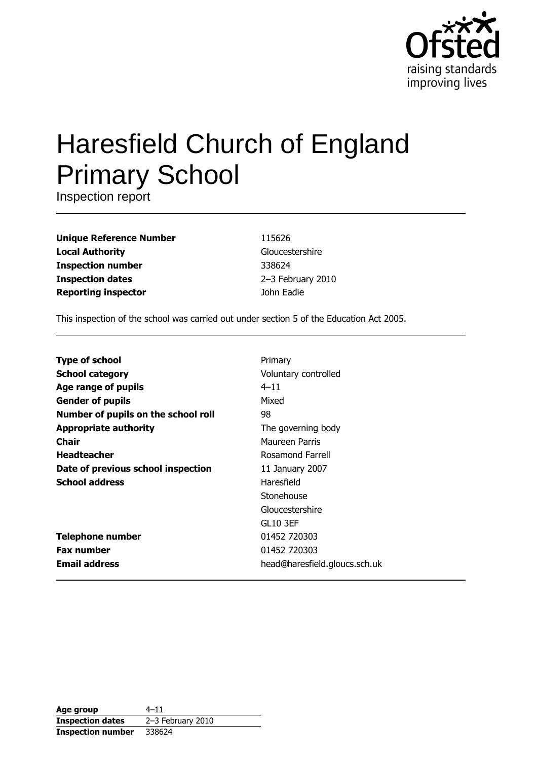# Haresfield Church of England Primary School

Inspection report

| | |
|---|---|
| **Unique Reference Number** | 115626 |
| **Local Authority** | Gloucestershire |
| **Inspection number** | 338624 |
| **Inspection dates** | 2–3 February 2010 |
| **Reporting inspector** | John Eadie |

This inspection of the school was carried out under section 5 of the Education Act 2005.

| | |
|---|---|
| **Type of school** | Primary |
| **School category** | Voluntary controlled |
| **Age range of pupils** | 4–11 |
| **Gender of pupils** | Mixed |
| **Number of pupils on the school roll** | 98 |
| **Appropriate authority** | The governing body |
| **Chair** | Maureen Parris |
| **Headteacher** | Rosamond Farrell |
| **Date of previous school inspection** | 11 January 2007 |
| **School address** | Haresfield<br>Stonehouse<br>Gloucestershire<br>GL10 3EF |
| **Telephone number** | 01452 720303 |
| **Fax number** | 01452 720303 |
| **Email address** | head@haresfield.gloucs.sch.uk |

| | |
|---|---|
| **Age group** | 4–11 |
| **Inspection dates** | 2–3 February 2010 |
| **Inspection number** | 338624 |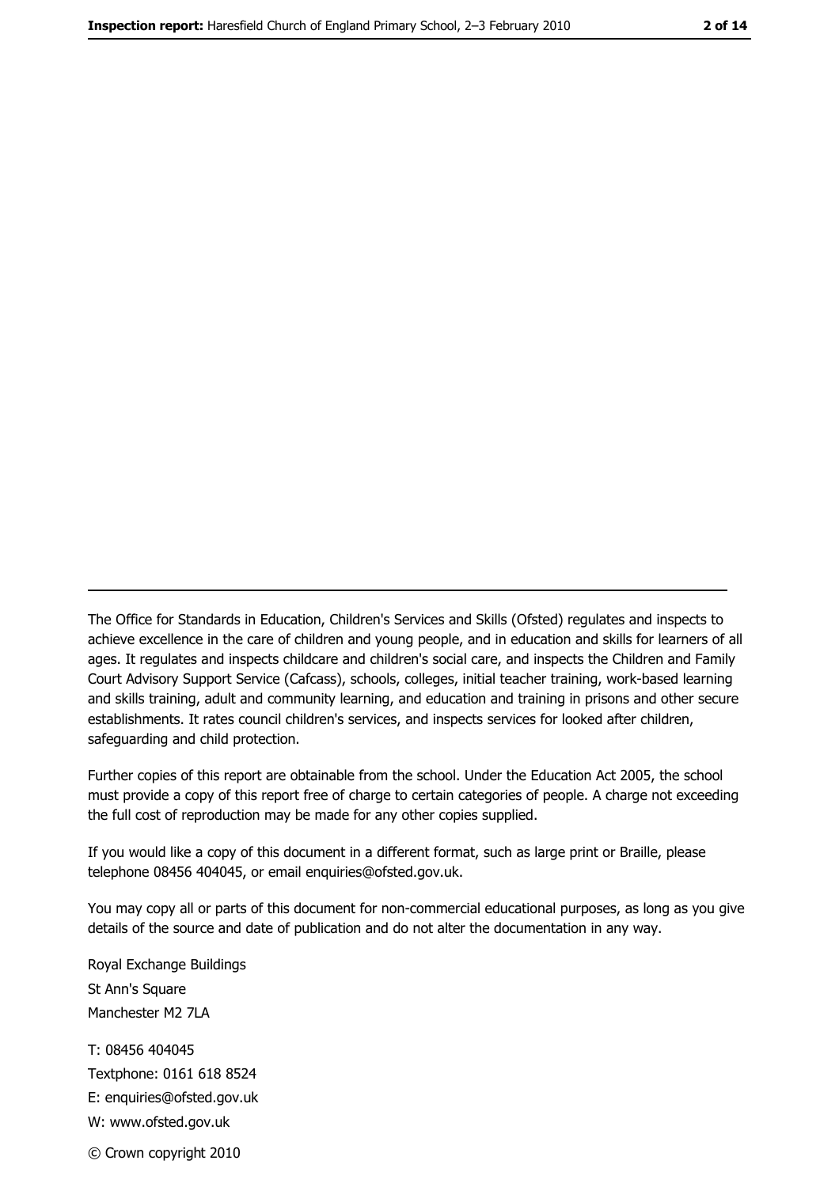---

The Office for Standards in Education, Children's Services and Skills (Ofsted) regulates and inspects to achieve excellence in the care of children and young people, and in education and skills for learners of all ages. It regulates and inspects childcare and children's social care, and inspects the Children and Family Court Advisory Support Service (Cafcass), schools, colleges, initial teacher training, work-based learning and skills training, adult and community learning, and education and training in prisons and other secure establishments. It rates council children's services, and inspects services for looked after children, safeguarding and child protection.

Further copies of this report are obtainable from the school. Under the Education Act 2005, the school must provide a copy of this report free of charge to certain categories of people. A charge not exceeding the full cost of reproduction may be made for any other copies supplied.

If you would like a copy of this document in a different format, such as large print or Braille, please telephone 08456 404045, or email enquiries@ofsted.gov.uk.

You may copy all or parts of this document for non-commercial educational purposes, as long as you give details of the source and date of publication and do not alter the documentation in any way.

Royal Exchange Buildings
St Ann's Square
Manchester M2 7LA

T: 08456 404045
Textphone: 0161 618 8524
E: enquiries@ofsted.gov.uk
W: www.ofsted.gov.uk

© Crown copyright 2010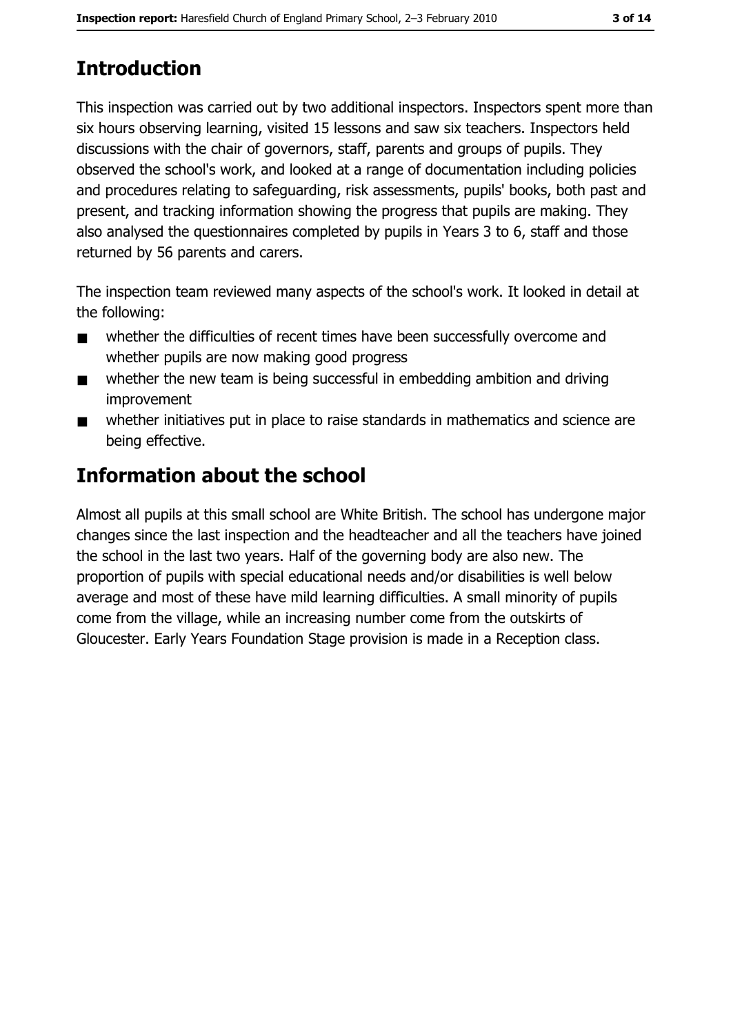## Introduction

This inspection was carried out by two additional inspectors. Inspectors spent more than six hours observing learning, visited 15 lessons and saw six teachers. Inspectors held discussions with the chair of governors, staff, parents and groups of pupils. They observed the school's work, and looked at a range of documentation including policies and procedures relating to safeguarding, risk assessments, pupils' books, both past and present, and tracking information showing the progress that pupils are making. They also analysed the questionnaires completed by pupils in Years 3 to 6, staff and those returned by 56 parents and carers.

The inspection team reviewed many aspects of the school's work. It looked in detail at the following:

- whether the difficulties of recent times have been successfully overcome and whether pupils are now making good progress
- whether the new team is being successful in embedding ambition and driving improvement
- whether initiatives put in place to raise standards in mathematics and science are being effective.

## Information about the school

Almost all pupils at this small school are White British. The school has undergone major changes since the last inspection and the headteacher and all the teachers have joined the school in the last two years. Half of the governing body are also new. The proportion of pupils with special educational needs and/or disabilities is well below average and most of these have mild learning difficulties. A small minority of pupils come from the village, while an increasing number come from the outskirts of Gloucester. Early Years Foundation Stage provision is made in a Reception class.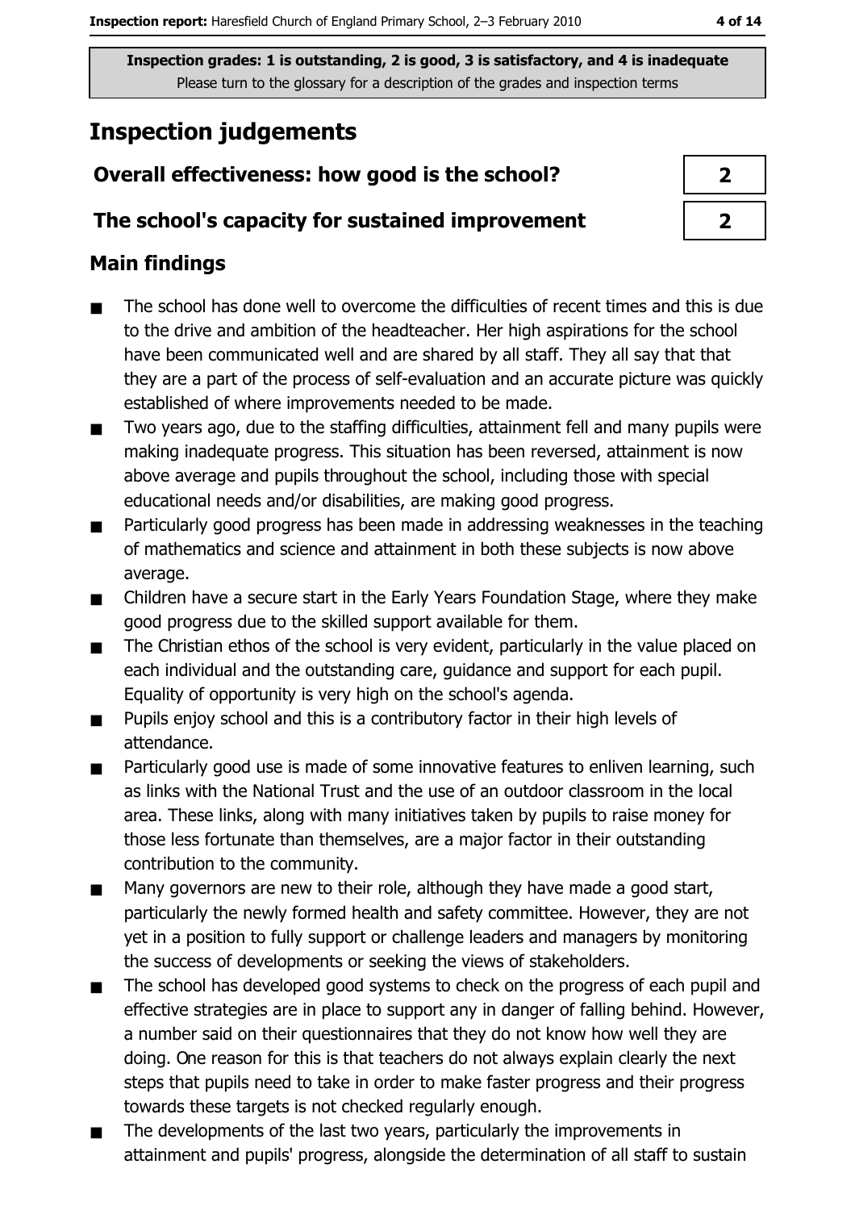**Inspection grades: 1 is outstanding, 2 is good, 3 is satisfactory, and 4 is inadequate**
Please turn to the glossary for a description of the grades and inspection terms

# Inspection judgements

| | |
|---|---|
| **Overall effectiveness: how good is the school?** | 2 |
| **The school's capacity for sustained improvement** | 2 |

## Main findings

- The school has done well to overcome the difficulties of recent times and this is due to the drive and ambition of the headteacher. Her high aspirations for the school have been communicated well and are shared by all staff. They all say that that they are a part of the process of self-evaluation and an accurate picture was quickly established of where improvements needed to be made.
- Two years ago, due to the staffing difficulties, attainment fell and many pupils were making inadequate progress. This situation has been reversed, attainment is now above average and pupils throughout the school, including those with special educational needs and/or disabilities, are making good progress.
- Particularly good progress has been made in addressing weaknesses in the teaching of mathematics and science and attainment in both these subjects is now above average.
- Children have a secure start in the Early Years Foundation Stage, where they make good progress due to the skilled support available for them.
- The Christian ethos of the school is very evident, particularly in the value placed on each individual and the outstanding care, guidance and support for each pupil. Equality of opportunity is very high on the school's agenda.
- Pupils enjoy school and this is a contributory factor in their high levels of attendance.
- Particularly good use is made of some innovative features to enliven learning, such as links with the National Trust and the use of an outdoor classroom in the local area. These links, along with many initiatives taken by pupils to raise money for those less fortunate than themselves, are a major factor in their outstanding contribution to the community.
- Many governors are new to their role, although they have made a good start, particularly the newly formed health and safety committee. However, they are not yet in a position to fully support or challenge leaders and managers by monitoring the success of developments or seeking the views of stakeholders.
- The school has developed good systems to check on the progress of each pupil and effective strategies are in place to support any in danger of falling behind. However, a number said on their questionnaires that they do not know how well they are doing. One reason for this is that teachers do not always explain clearly the next steps that pupils need to take in order to make faster progress and their progress towards these targets is not checked regularly enough.
- The developments of the last two years, particularly the improvements in attainment and pupils' progress, alongside the determination of all staff to sustain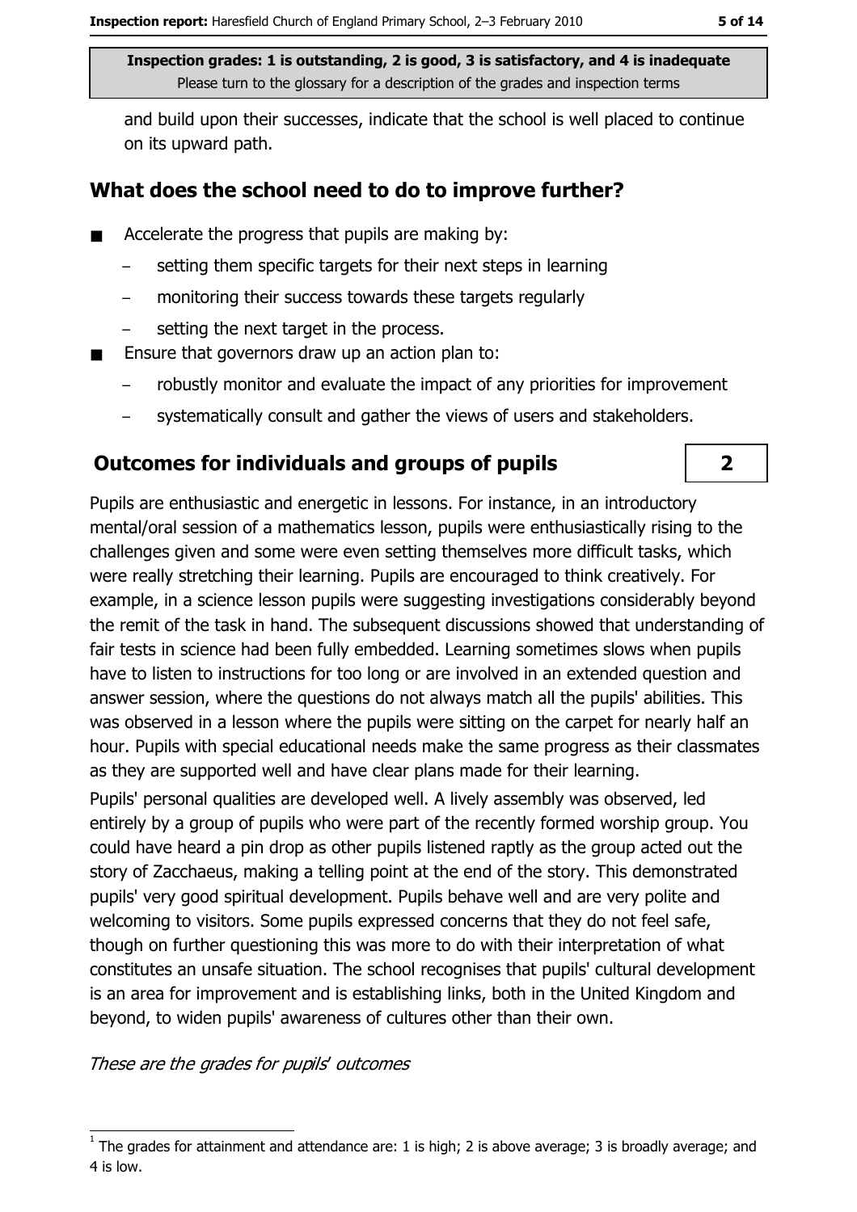and build upon their successes, indicate that the school is well placed to continue on its upward path.

## What does the school need to do to improve further?

- Accelerate the progress that pupils are making by:
  - setting them specific targets for their next steps in learning
  - monitoring their success towards these targets regularly
  - setting the next target in the process.
- Ensure that governors draw up an action plan to:
  - robustly monitor and evaluate the impact of any priorities for improvement
  - systematically consult and gather the views of users and stakeholders.

## Outcomes for individuals and groups of pupils

**2**

Pupils are enthusiastic and energetic in lessons. For instance, in an introductory mental/oral session of a mathematics lesson, pupils were enthusiastically rising to the challenges given and some were even setting themselves more difficult tasks, which were really stretching their learning. Pupils are encouraged to think creatively. For example, in a science lesson pupils were suggesting investigations considerably beyond the remit of the task in hand. The subsequent discussions showed that understanding of fair tests in science had been fully embedded. Learning sometimes slows when pupils have to listen to instructions for too long or are involved in an extended question and answer session, where the questions do not always match all the pupils' abilities. This was observed in a lesson where the pupils were sitting on the carpet for nearly half an hour. Pupils with special educational needs make the same progress as their classmates as they are supported well and have clear plans made for their learning.

Pupils' personal qualities are developed well. A lively assembly was observed, led entirely by a group of pupils who were part of the recently formed worship group. You could have heard a pin drop as other pupils listened raptly as the group acted out the story of Zacchaeus, making a telling point at the end of the story. This demonstrated pupils' very good spiritual development. Pupils behave well and are very polite and welcoming to visitors. Some pupils expressed concerns that they do not feel safe, though on further questioning this was more to do with their interpretation of what constitutes an unsafe situation. The school recognises that pupils' cultural development is an area for improvement and is establishing links, both in the United Kingdom and beyond, to widen pupils' awareness of cultures other than their own.

*These are the grades for pupils' outcomes*

[1] The grades for attainment and attendance are: 1 is high; 2 is above average; 3 is broadly average; and 4 is low.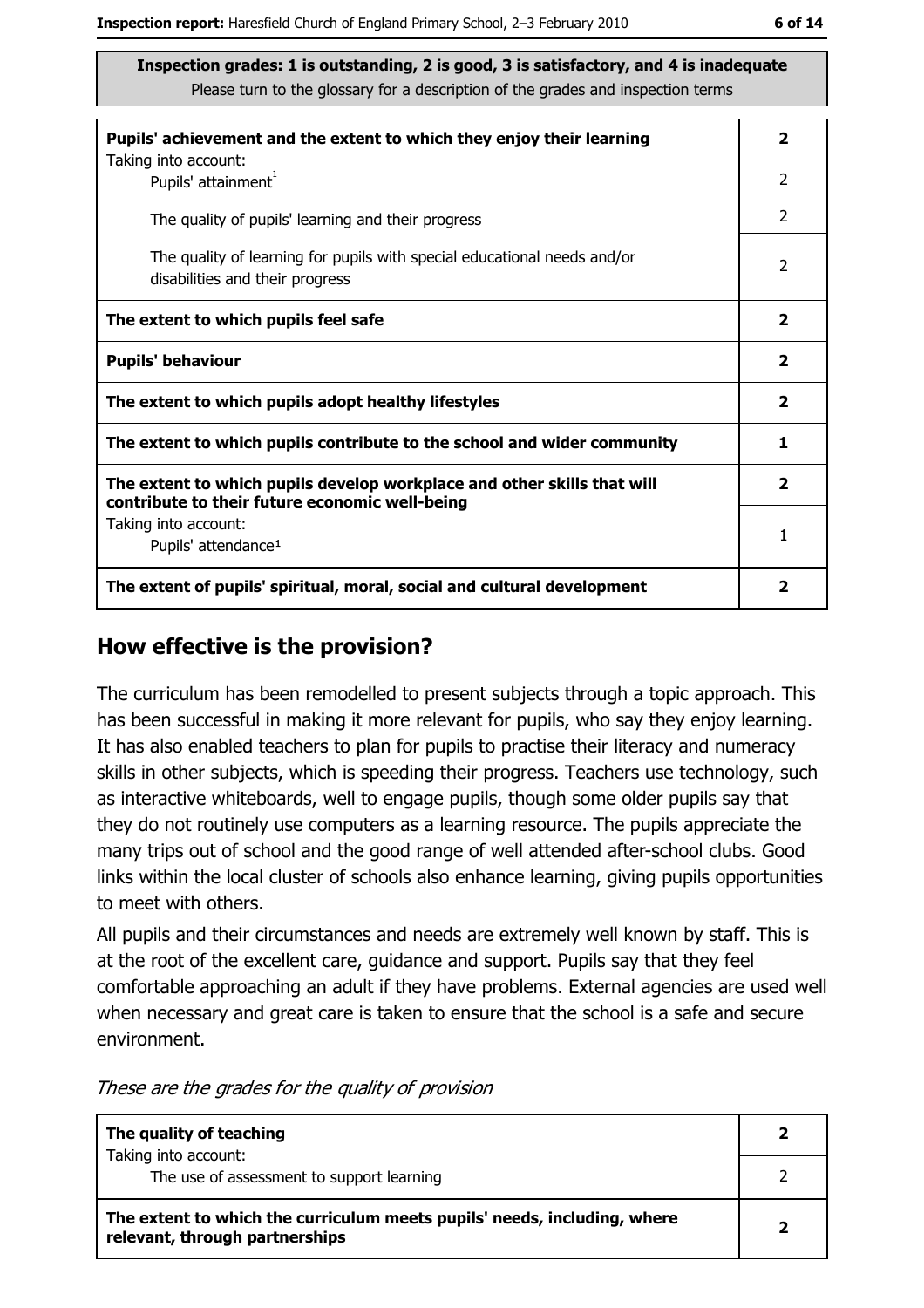**Inspection grades: 1 is outstanding, 2 is good, 3 is satisfactory, and 4 is inadequate**
Please turn to the glossary for a description of the grades and inspection terms

| | |
|---|---|
| **Pupils' achievement and the extent to which they enjoy their learning** | **2** |
| Taking into account: Pupils' attainment[1] | 2 |
| The quality of pupils' learning and their progress | 2 |
| The quality of learning for pupils with special educational needs and/or disabilities and their progress | 2 |
| **The extent to which pupils feel safe** | **2** |
| **Pupils' behaviour** | **2** |
| **The extent to which pupils adopt healthy lifestyles** | **2** |
| **The extent to which pupils contribute to the school and wider community** | **1** |
| **The extent to which pupils develop workplace and other skills that will contribute to their future economic well-being** | **2** |
| Taking into account: Pupils' attendance[1] | 1 |
| **The extent of pupils' spiritual, moral, social and cultural development** | **2** |

## How effective is the provision?

The curriculum has been remodelled to present subjects through a topic approach. This has been successful in making it more relevant for pupils, who say they enjoy learning. It has also enabled teachers to plan for pupils to practise their literacy and numeracy skills in other subjects, which is speeding their progress. Teachers use technology, such as interactive whiteboards, well to engage pupils, though some older pupils say that they do not routinely use computers as a learning resource. The pupils appreciate the many trips out of school and the good range of well attended after-school clubs. Good links within the local cluster of schools also enhance learning, giving pupils opportunities to meet with others.

All pupils and their circumstances and needs are extremely well known by staff. This is at the root of the excellent care, guidance and support. Pupils say that they feel comfortable approaching an adult if they have problems. External agencies are used well when necessary and great care is taken to ensure that the school is a safe and secure environment.

*These are the grades for the quality of provision*

| | |
|---|---|
| **The quality of teaching** | **2** |
| Taking into account: The use of assessment to support learning | 2 |
| **The extent to which the curriculum meets pupils' needs, including, where relevant, through partnerships** | **2** |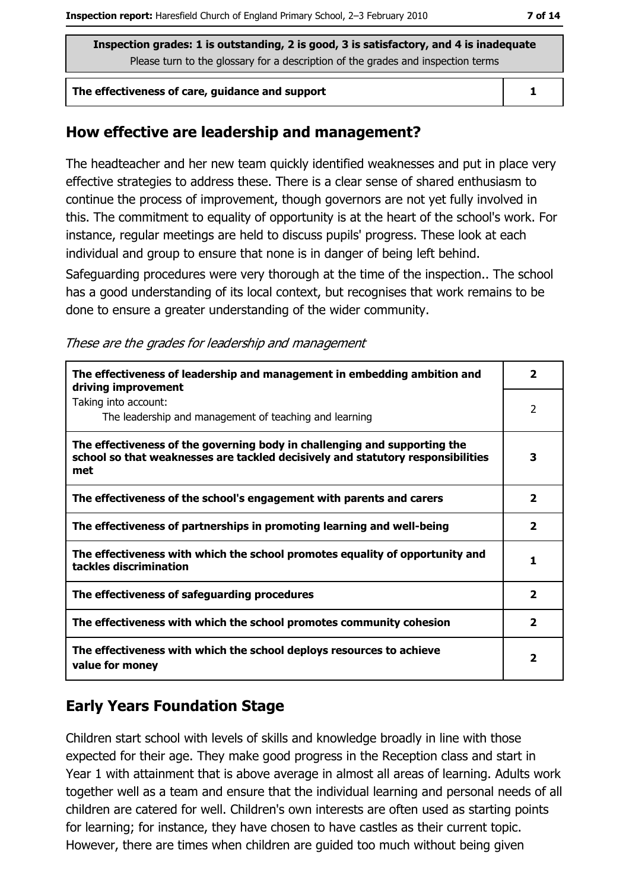**Inspection grades: 1 is outstanding, 2 is good, 3 is satisfactory, and 4 is inadequate**
Please turn to the glossary for a description of the grades and inspection terms

| The effectiveness of care, guidance and support | 1 |
| --- | --- |

## How effective are leadership and management?

The headteacher and her new team quickly identified weaknesses and put in place very effective strategies to address these. There is a clear sense of shared enthusiasm to continue the process of improvement, though governors are not yet fully involved in this. The commitment to equality of opportunity is at the heart of the school's work. For instance, regular meetings are held to discuss pupils' progress. These look at each individual and group to ensure that none is in danger of being left behind.

Safeguarding procedures were very thorough at the time of the inspection.. The school has a good understanding of its local context, but recognises that work remains to be done to ensure a greater understanding of the wider community.

*These are the grades for leadership and management*

| | |
| --- | --- |
| **The effectiveness of leadership and management in embedding ambition and driving improvement** | **2** |
| Taking into account: The leadership and management of teaching and learning | 2 |
| **The effectiveness of the governing body in challenging and supporting the school so that weaknesses are tackled decisively and statutory responsibilities met** | **3** |
| **The effectiveness of the school's engagement with parents and carers** | **2** |
| **The effectiveness of partnerships in promoting learning and well-being** | **2** |
| **The effectiveness with which the school promotes equality of opportunity and tackles discrimination** | **1** |
| **The effectiveness of safeguarding procedures** | **2** |
| **The effectiveness with which the school promotes community cohesion** | **2** |
| **The effectiveness with which the school deploys resources to achieve value for money** | **2** |

## Early Years Foundation Stage

Children start school with levels of skills and knowledge broadly in line with those expected for their age. They make good progress in the Reception class and start in Year 1 with attainment that is above average in almost all areas of learning. Adults work together well as a team and ensure that the individual learning and personal needs of all children are catered for well. Children's own interests are often used as starting points for learning; for instance, they have chosen to have castles as their current topic. However, there are times when children are guided too much without being given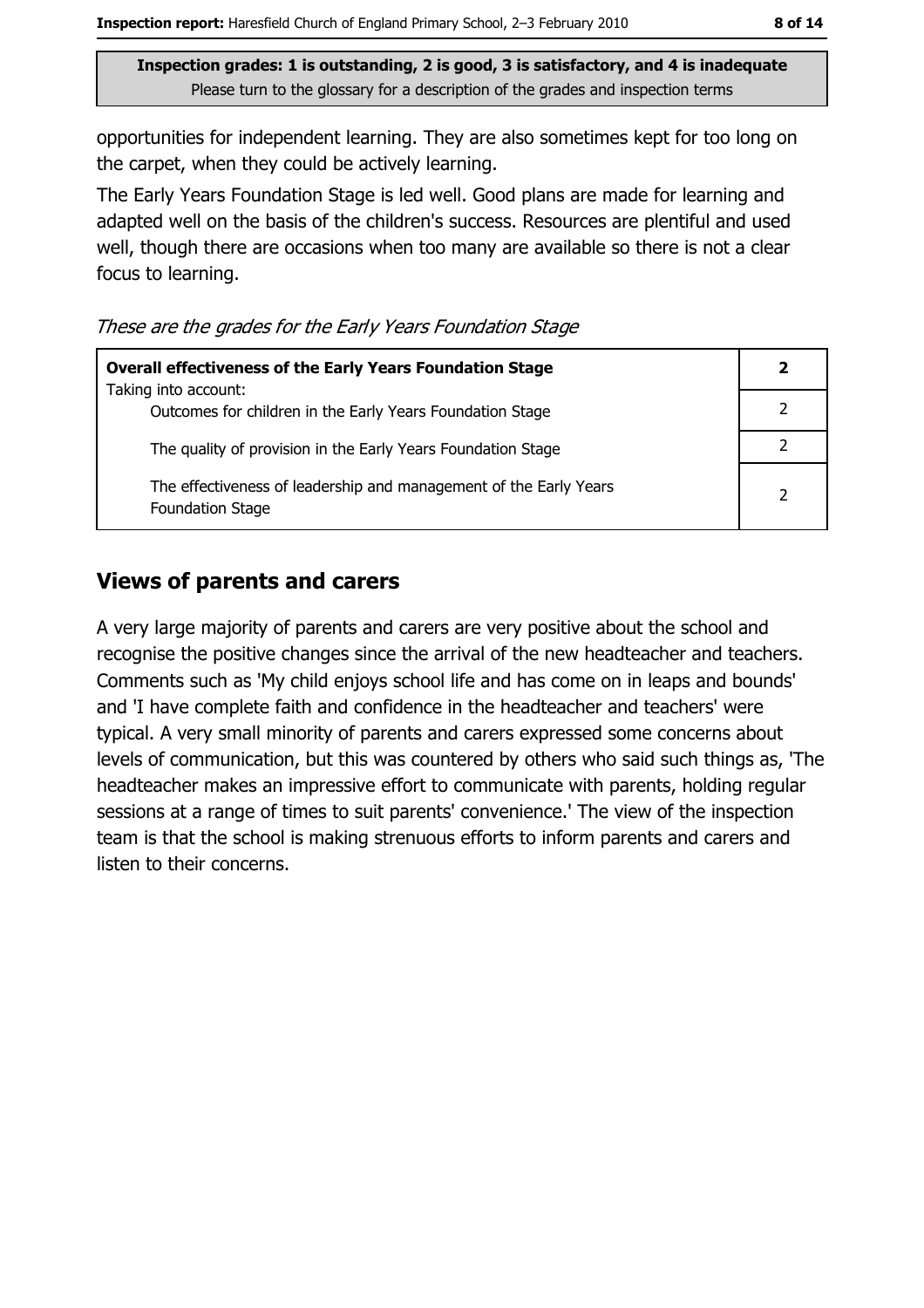Inspection grades: 1 is outstanding, 2 is good, 3 is satisfactory, and 4 is inadequate
Please turn to the glossary for a description of the grades and inspection terms

opportunities for independent learning. They are also sometimes kept for too long on the carpet, when they could be actively learning.

The Early Years Foundation Stage is led well. Good plans are made for learning and adapted well on the basis of the children's success. Resources are plentiful and used well, though there are occasions when too many are available so there is not a clear focus to learning.

*These are the grades for the Early Years Foundation Stage*

| **Overall effectiveness of the Early Years Foundation Stage** | **2** |
|---|---|
| Taking into account:<br>Outcomes for children in the Early Years Foundation Stage | 2 |
| The quality of provision in the Early Years Foundation Stage | 2 |
| The effectiveness of leadership and management of the Early Years Foundation Stage | 2 |

## Views of parents and carers

A very large majority of parents and carers are very positive about the school and recognise the positive changes since the arrival of the new headteacher and teachers. Comments such as 'My child enjoys school life and has come on in leaps and bounds' and 'I have complete faith and confidence in the headteacher and teachers' were typical. A very small minority of parents and carers expressed some concerns about levels of communication, but this was countered by others who said such things as, 'The headteacher makes an impressive effort to communicate with parents, holding regular sessions at a range of times to suit parents' convenience.' The view of the inspection team is that the school is making strenuous efforts to inform parents and carers and listen to their concerns.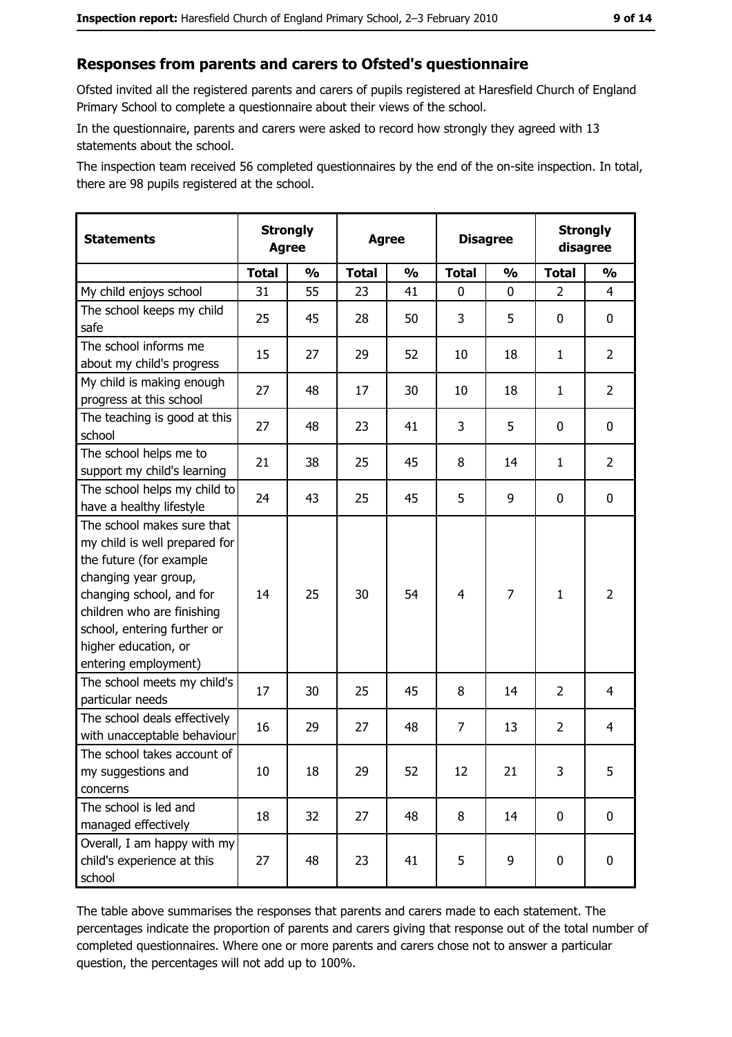## Responses from parents and carers to Ofsted's questionnaire

Ofsted invited all the registered parents and carers of pupils registered at Haresfield Church of England Primary School to complete a questionnaire about their views of the school.

In the questionnaire, parents and carers were asked to record how strongly they agreed with 13 statements about the school.

The inspection team received 56 completed questionnaires by the end of the on-site inspection. In total, there are 98 pupils registered at the school.

| Statements | Strongly Agree | | Agree | | Disagree | | Strongly disagree | |
|---|---|---|---|---|---|---|---|---|
| | Total | % | Total | % | Total | % | Total | % |
| My child enjoys school | 31 | 55 | 23 | 41 | 0 | 0 | 2 | 4 |
| The school keeps my child safe | 25 | 45 | 28 | 50 | 3 | 5 | 0 | 0 |
| The school informs me about my child's progress | 15 | 27 | 29 | 52 | 10 | 18 | 1 | 2 |
| My child is making enough progress at this school | 27 | 48 | 17 | 30 | 10 | 18 | 1 | 2 |
| The teaching is good at this school | 27 | 48 | 23 | 41 | 3 | 5 | 0 | 0 |
| The school helps me to support my child's learning | 21 | 38 | 25 | 45 | 8 | 14 | 1 | 2 |
| The school helps my child to have a healthy lifestyle | 24 | 43 | 25 | 45 | 5 | 9 | 0 | 0 |
| The school makes sure that my child is well prepared for the future (for example changing year group, changing school, and for children who are finishing school, entering further or higher education, or entering employment) | 14 | 25 | 30 | 54 | 4 | 7 | 1 | 2 |
| The school meets my child's particular needs | 17 | 30 | 25 | 45 | 8 | 14 | 2 | 4 |
| The school deals effectively with unacceptable behaviour | 16 | 29 | 27 | 48 | 7 | 13 | 2 | 4 |
| The school takes account of my suggestions and concerns | 10 | 18 | 29 | 52 | 12 | 21 | 3 | 5 |
| The school is led and managed effectively | 18 | 32 | 27 | 48 | 8 | 14 | 0 | 0 |
| Overall, I am happy with my child's experience at this school | 27 | 48 | 23 | 41 | 5 | 9 | 0 | 0 |

The table above summarises the responses that parents and carers made to each statement. The percentages indicate the proportion of parents and carers giving that response out of the total number of completed questionnaires. Where one or more parents and carers chose not to answer a particular question, the percentages will not add up to 100%.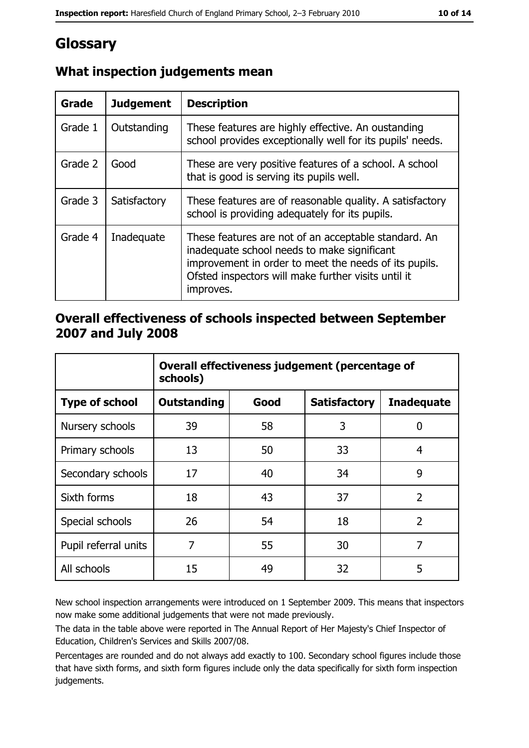# Glossary

## What inspection judgements mean

| Grade | Judgement | Description |
| --- | --- | --- |
| Grade 1 | Outstanding | These features are highly effective. An oustanding school provides exceptionally well for its pupils' needs. |
| Grade 2 | Good | These are very positive features of a school. A school that is good is serving its pupils well. |
| Grade 3 | Satisfactory | These features are of reasonable quality. A satisfactory school is providing adequately for its pupils. |
| Grade 4 | Inadequate | These features are not of an acceptable standard. An inadequate school needs to make significant improvement in order to meet the needs of its pupils. Ofsted inspectors will make further visits until it improves. |

## Overall effectiveness of schools inspected between September 2007 and July 2008

| | **Overall effectiveness judgement (percentage of schools)** | | | |
| --- | --- | --- | --- | --- |
| **Type of school** | **Outstanding** | **Good** | **Satisfactory** | **Inadequate** |
| Nursery schools | 39 | 58 | 3 | 0 |
| Primary schools | 13 | 50 | 33 | 4 |
| Secondary schools | 17 | 40 | 34 | 9 |
| Sixth forms | 18 | 43 | 37 | 2 |
| Special schools | 26 | 54 | 18 | 2 |
| Pupil referral units | 7 | 55 | 30 | 7 |
| All schools | 15 | 49 | 32 | 5 |

New school inspection arrangements were introduced on 1 September 2009. This means that inspectors now make some additional judgements that were not made previously.

The data in the table above were reported in The Annual Report of Her Majesty's Chief Inspector of Education, Children's Services and Skills 2007/08.

Percentages are rounded and do not always add exactly to 100. Secondary school figures include those that have sixth forms, and sixth form figures include only the data specifically for sixth form inspection judgements.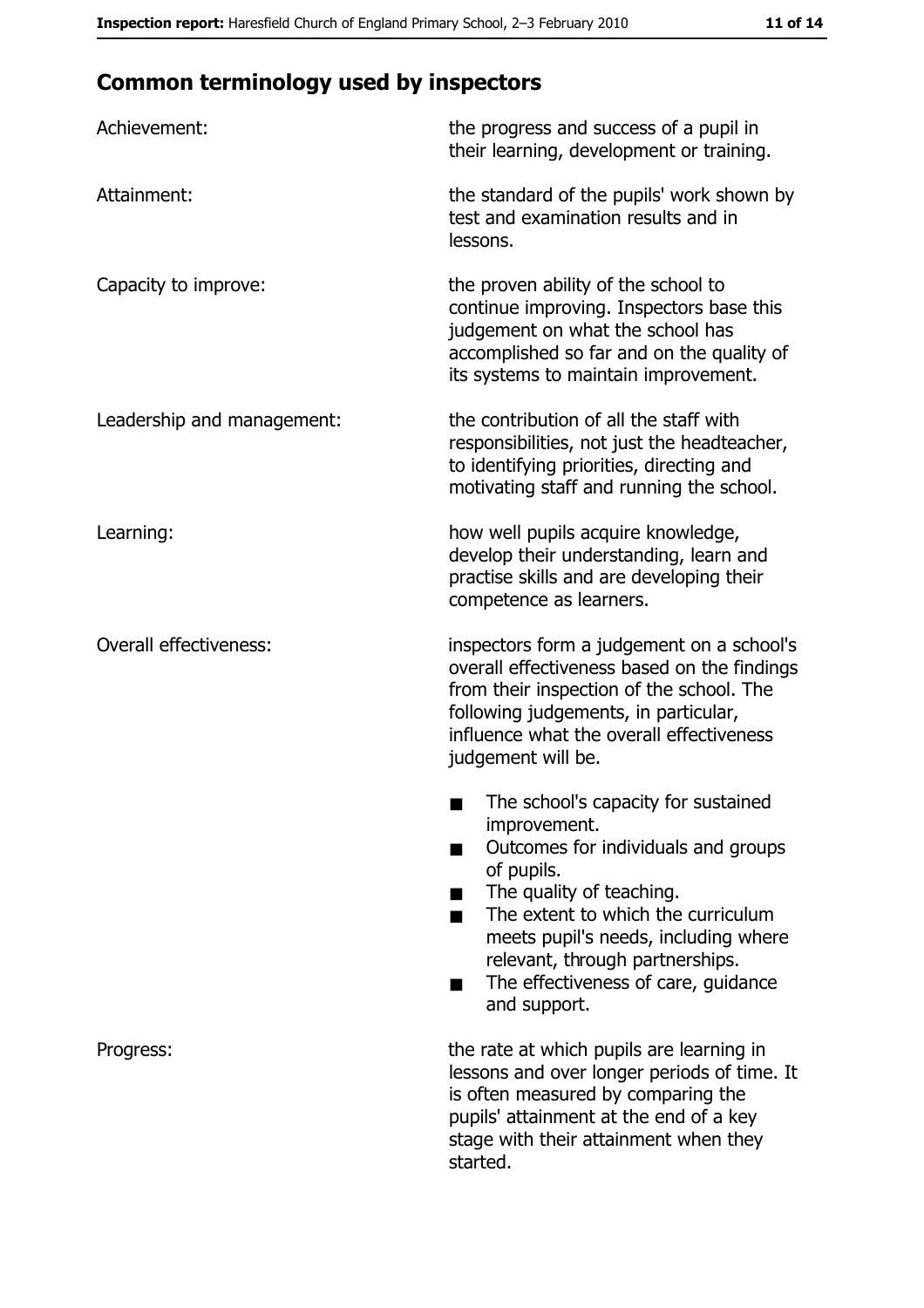## Common terminology used by inspectors

| | |
|---|---|
| Achievement: | the progress and success of a pupil in their learning, development or training. |
| Attainment: | the standard of the pupils' work shown by test and examination results and in lessons. |
| Capacity to improve: | the proven ability of the school to continue improving. Inspectors base this judgement on what the school has accomplished so far and on the quality of its systems to maintain improvement. |
| Leadership and management: | the contribution of all the staff with responsibilities, not just the headteacher, to identifying priorities, directing and motivating staff and running the school. |
| Learning: | how well pupils acquire knowledge, develop their understanding, learn and practise skills and are developing their competence as learners. |
| Overall effectiveness: | inspectors form a judgement on a school's overall effectiveness based on the findings from their inspection of the school. The following judgements, in particular, influence what the overall effectiveness judgement will be.<br>■ The school's capacity for sustained improvement.<br>■ Outcomes for individuals and groups of pupils.<br>■ The quality of teaching.<br>■ The extent to which the curriculum meets pupil's needs, including where relevant, through partnerships.<br>■ The effectiveness of care, guidance and support. |
| Progress: | the rate at which pupils are learning in lessons and over longer periods of time. It is often measured by comparing the pupils' attainment at the end of a key stage with their attainment when they started. |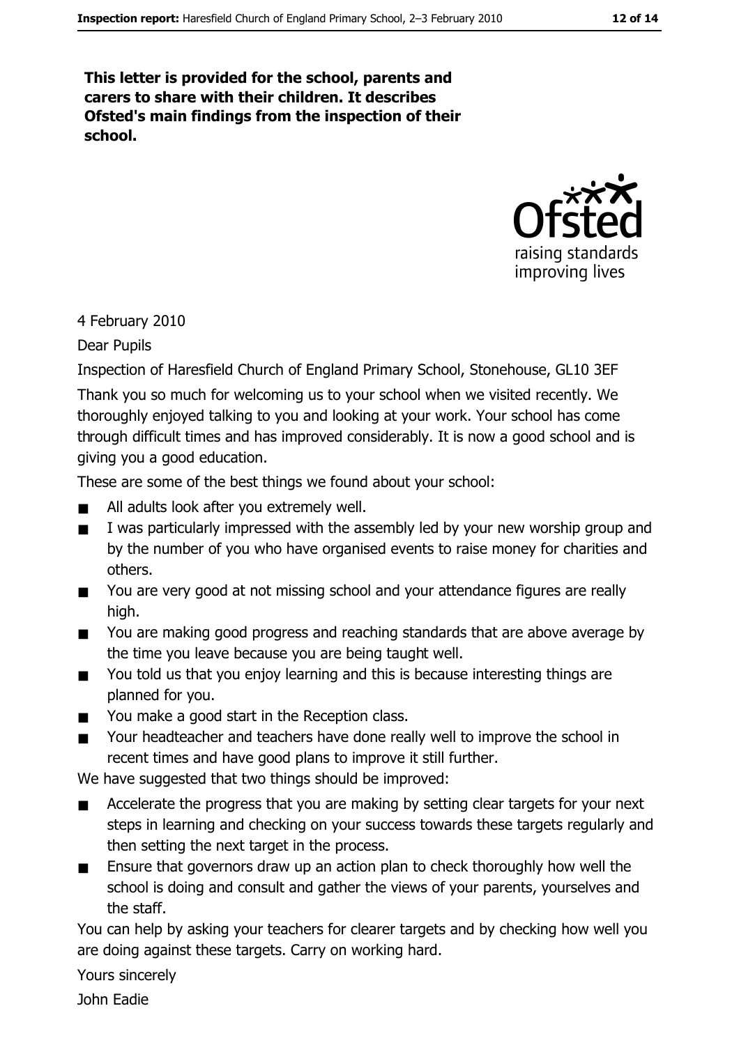**This letter is provided for the school, parents and carers to share with their children. It describes Ofsted's main findings from the inspection of their school.**

4 February 2010

Dear Pupils

Inspection of Haresfield Church of England Primary School, Stonehouse, GL10 3EF

Thank you so much for welcoming us to your school when we visited recently. We thoroughly enjoyed talking to you and looking at your work. Your school has come through difficult times and has improved considerably. It is now a good school and is giving you a good education.

These are some of the best things we found about your school:

- All adults look after you extremely well.
- I was particularly impressed with the assembly led by your new worship group and by the number of you who have organised events to raise money for charities and others.
- You are very good at not missing school and your attendance figures are really high.
- You are making good progress and reaching standards that are above average by the time you leave because you are being taught well.
- You told us that you enjoy learning and this is because interesting things are planned for you.
- You make a good start in the Reception class.
- Your headteacher and teachers have done really well to improve the school in recent times and have good plans to improve it still further.

We have suggested that two things should be improved:

- Accelerate the progress that you are making by setting clear targets for your next steps in learning and checking on your success towards these targets regularly and then setting the next target in the process.
- Ensure that governors draw up an action plan to check thoroughly how well the school is doing and consult and gather the views of your parents, yourselves and the staff.

You can help by asking your teachers for clearer targets and by checking how well you are doing against these targets. Carry on working hard.

Yours sincerely

John Eadie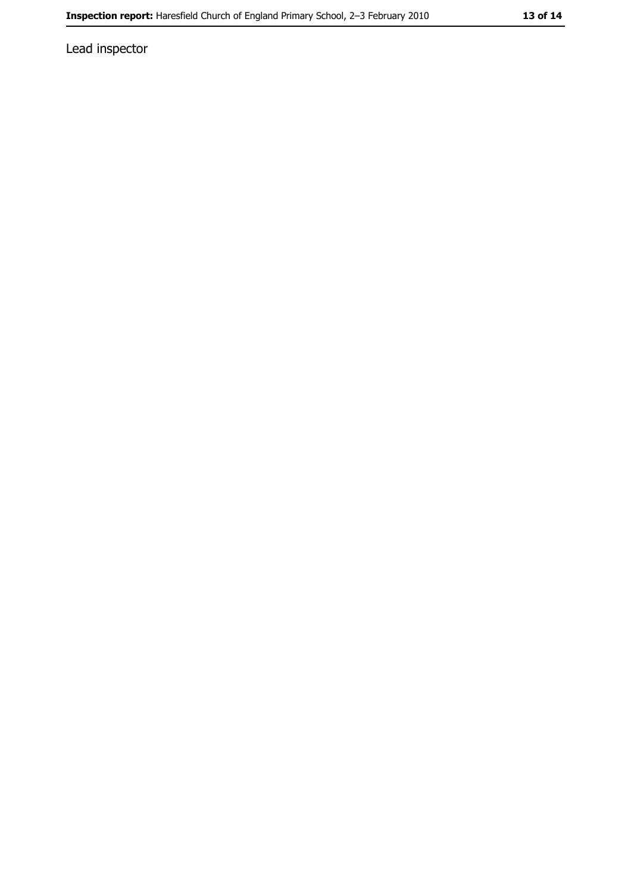Lead inspector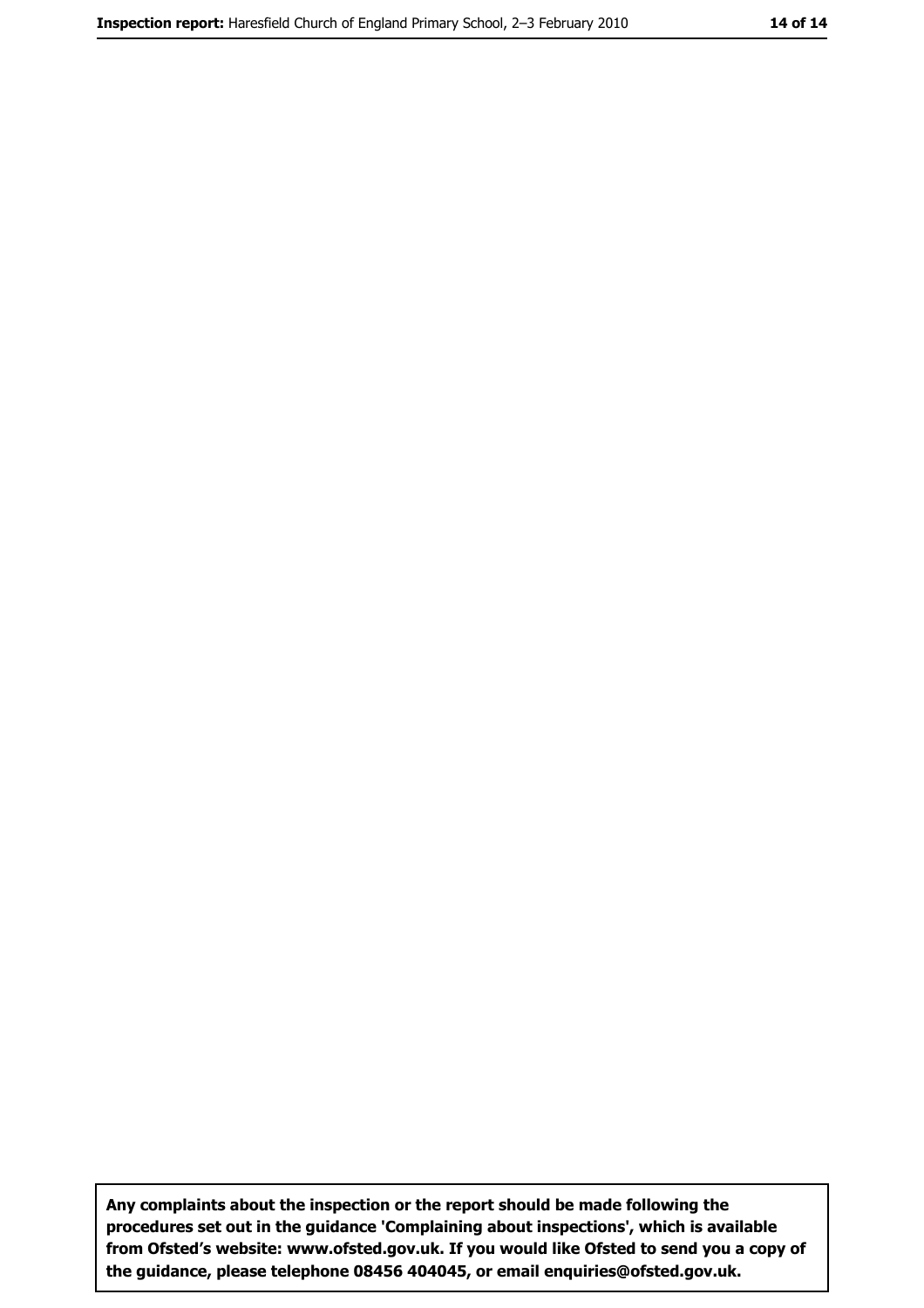**Any complaints about the inspection or the report should be made following the procedures set out in the guidance 'Complaining about inspections', which is available from Ofsted's website: www.ofsted.gov.uk. If you would like Ofsted to send you a copy of the guidance, please telephone 08456 404045, or email enquiries@ofsted.gov.uk.**